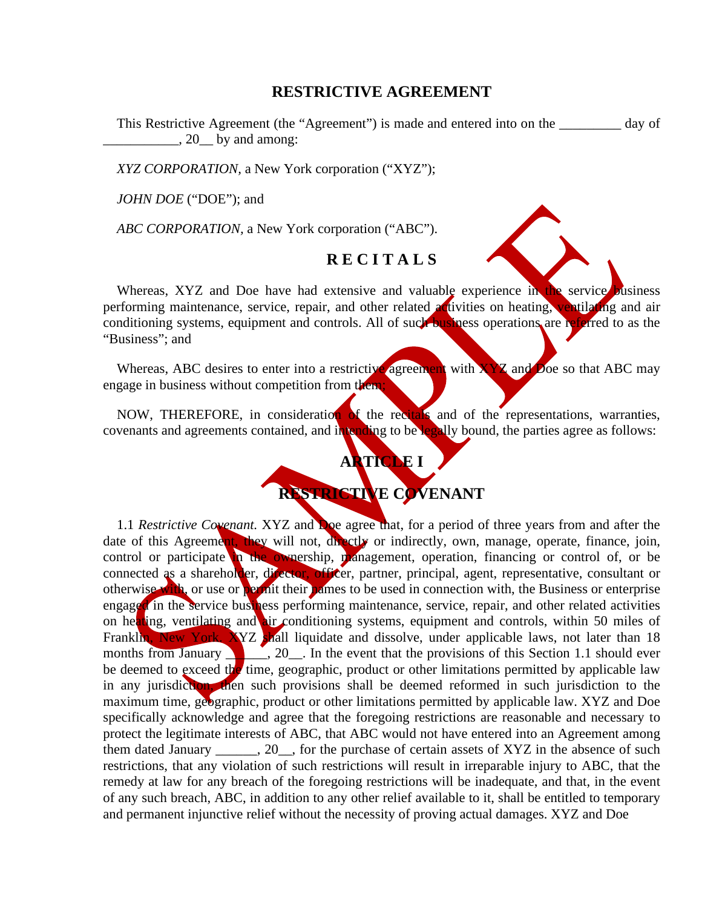# RESTRICTIVE AGREEMENT

This Restrictive Agreement (the "Agreement") is made and entered into on the _________ day of ___________, 20__ by and among:

*XYZ CORPORATION*, a New York corporation ("XYZ");

*JOHN DOE* ("DOE"); and

*ABC CORPORATION*, a New York corporation ("ABC").

## R E C I T A L S

Whereas, XYZ and Doe have had extensive and valuable experience in the service business performing maintenance, service, repair, and other related activities on heating, ventilating and air conditioning systems, equipment and controls. All of such business operations are referred to as the "Business"; and

Whereas, ABC desires to enter into a restrictive agreement with XYZ and Doe so that ABC may engage in business without competition from them;

NOW, THEREFORE, in consideration of the recitals and of the representations, warranties, covenants and agreements contained, and intending to be legally bound, the parties agree as follows:

## ARTICLE I

## RESTRICTIVE COVENANT

1.1 *Restrictive Covenant.* XYZ and Doe agree that, for a period of three years from and after the date of this Agreement, they will not, directly or indirectly, own, manage, operate, finance, join, control or participate in the ownership, management, operation, financing or control of, or be connected as a shareholder, director, officer, partner, principal, agent, representative, consultant or otherwise with, or use or permit their names to be used in connection with, the Business or enterprise engaged in the service business performing maintenance, service, repair, and other related activities on heating, ventilating and air conditioning systems, equipment and controls, within 50 miles of Franklin, New York. XYZ shall liquidate and dissolve, under applicable laws, not later than 18 months from January ______, 20__. In the event that the provisions of this Section 1.1 should ever be deemed to exceed the time, geographic, product or other limitations permitted by applicable law in any jurisdiction, then such provisions shall be deemed reformed in such jurisdiction to the maximum time, geographic, product or other limitations permitted by applicable law. XYZ and Doe specifically acknowledge and agree that the foregoing restrictions are reasonable and necessary to protect the legitimate interests of ABC, that ABC would not have entered into an Agreement among them dated January ______, 20__, for the purchase of certain assets of XYZ in the absence of such restrictions, that any violation of such restrictions will result in irreparable injury to ABC, that the remedy at law for any breach of the foregoing restrictions will be inadequate, and that, in the event of any such breach, ABC, in addition to any other relief available to it, shall be entitled to temporary and permanent injunctive relief without the necessity of proving actual damages. XYZ and Doe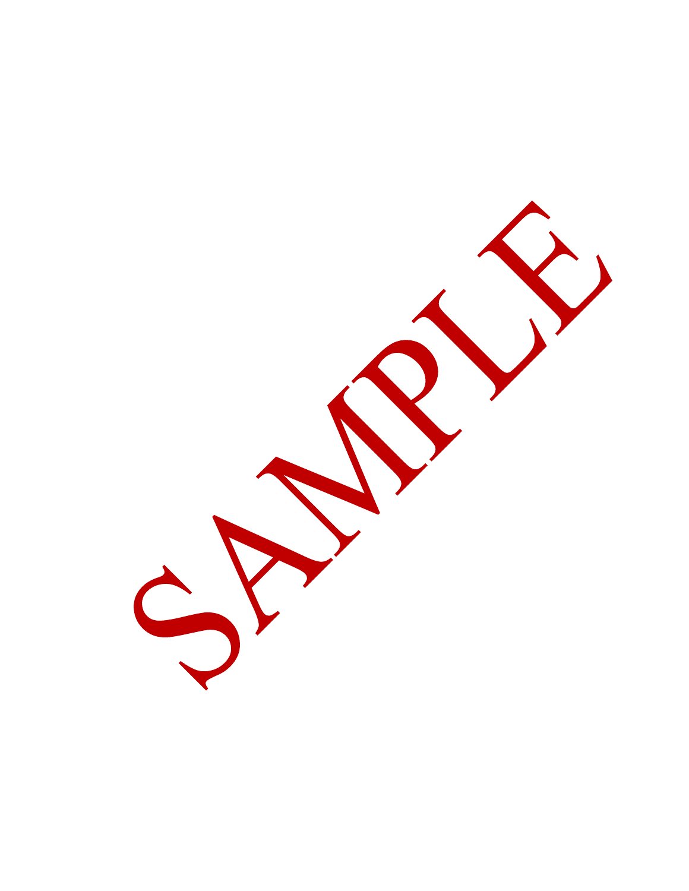SAMPLE